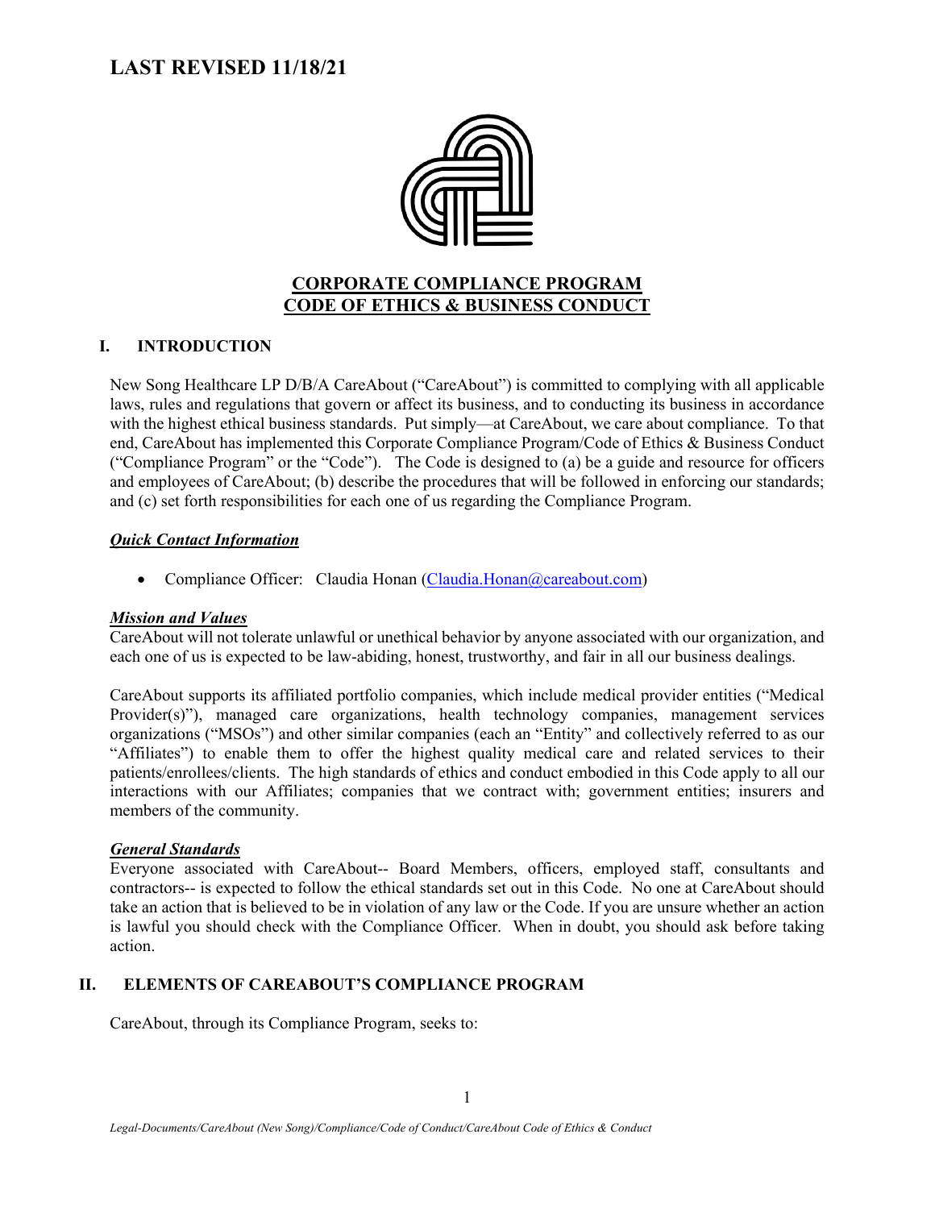# LAST REVISED 11/18/21

## CORPORATE COMPLIANCE PROGRAM
## CODE OF ETHICS & BUSINESS CONDUCT

### I. INTRODUCTION

New Song Healthcare LP D/B/A CareAbout ("CareAbout") is committed to complying with all applicable laws, rules and regulations that govern or affect its business, and to conducting its business in accordance with the highest ethical business standards. Put simply—at CareAbout, we care about compliance. To that end, CareAbout has implemented this Corporate Compliance Program/Code of Ethics & Business Conduct ("Compliance Program" or the "Code"). The Code is designed to (a) be a guide and resource for officers and employees of CareAbout; (b) describe the procedures that will be followed in enforcing our standards; and (c) set forth responsibilities for each one of us regarding the Compliance Program.

***Quick Contact Information***

- Compliance Officer: Claudia Honan (Claudia.Honan@careabout.com)

***Mission and Values***

CareAbout will not tolerate unlawful or unethical behavior by anyone associated with our organization, and each one of us is expected to be law-abiding, honest, trustworthy, and fair in all our business dealings.

CareAbout supports its affiliated portfolio companies, which include medical provider entities ("Medical Provider(s)"), managed care organizations, health technology companies, management services organizations ("MSOs") and other similar companies (each an "Entity" and collectively referred to as our "Affiliates") to enable them to offer the highest quality medical care and related services to their patients/enrollees/clients. The high standards of ethics and conduct embodied in this Code apply to all our interactions with our Affiliates; companies that we contract with; government entities; insurers and members of the community.

***General Standards***

Everyone associated with CareAbout-- Board Members, officers, employed staff, consultants and contractors-- is expected to follow the ethical standards set out in this Code. No one at CareAbout should take an action that is believed to be in violation of any law or the Code. If you are unsure whether an action is lawful you should check with the Compliance Officer. When in doubt, you should ask before taking action.

### II. ELEMENTS OF CAREABOUT'S COMPLIANCE PROGRAM

CareAbout, through its Compliance Program, seeks to: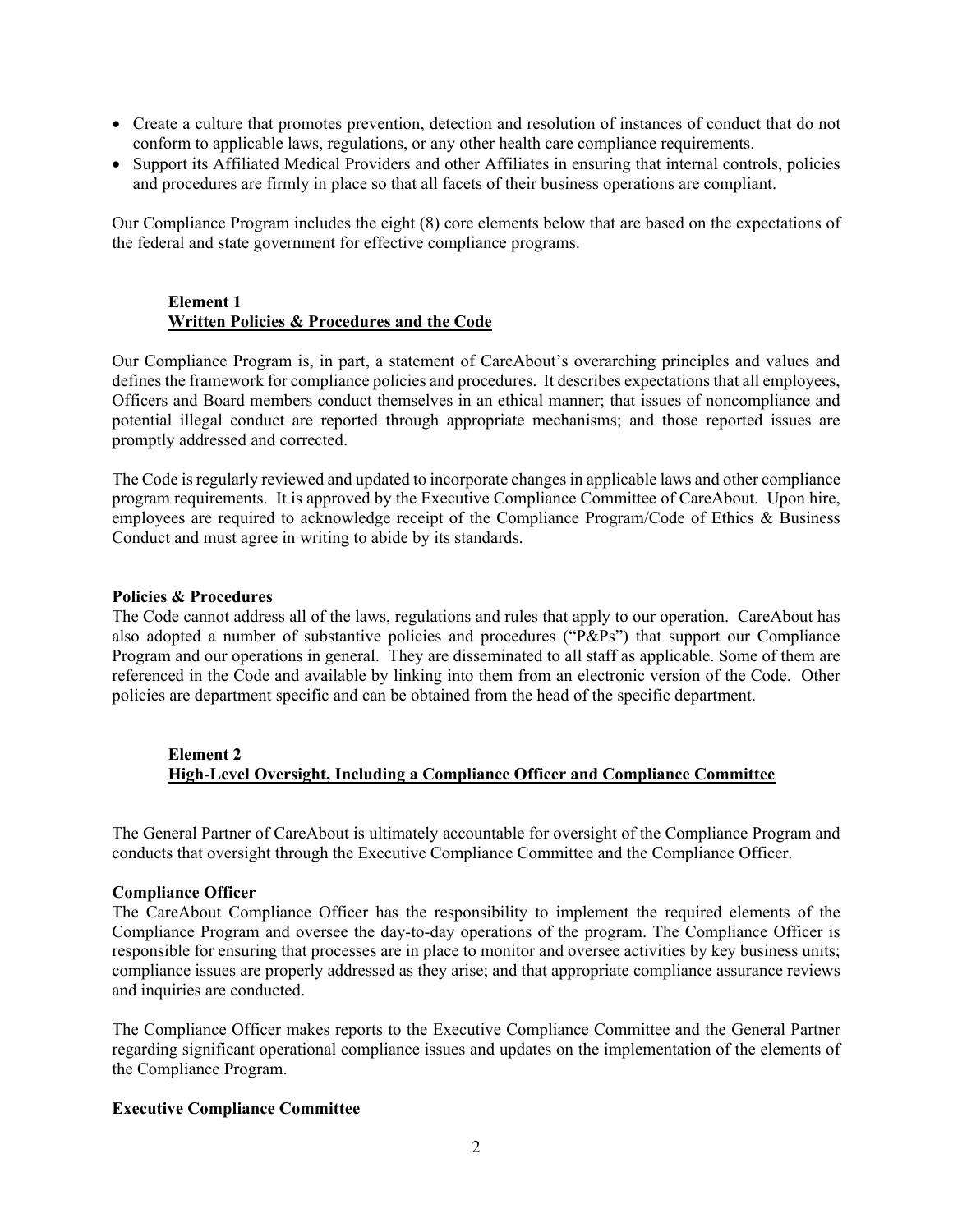- Create a culture that promotes prevention, detection and resolution of instances of conduct that do not conform to applicable laws, regulations, or any other health care compliance requirements.
- Support its Affiliated Medical Providers and other Affiliates in ensuring that internal controls, policies and procedures are firmly in place so that all facets of their business operations are compliant.

Our Compliance Program includes the eight (8) core elements below that are based on the expectations of the federal and state government for effective compliance programs.

### Element 1
### Written Policies & Procedures and the Code

Our Compliance Program is, in part, a statement of CareAbout's overarching principles and values and defines the framework for compliance policies and procedures. It describes expectations that all employees, Officers and Board members conduct themselves in an ethical manner; that issues of noncompliance and potential illegal conduct are reported through appropriate mechanisms; and those reported issues are promptly addressed and corrected.

The Code is regularly reviewed and updated to incorporate changes in applicable laws and other compliance program requirements. It is approved by the Executive Compliance Committee of CareAbout. Upon hire, employees are required to acknowledge receipt of the Compliance Program/Code of Ethics & Business Conduct and must agree in writing to abide by its standards.

**Policies & Procedures**

The Code cannot address all of the laws, regulations and rules that apply to our operation. CareAbout has also adopted a number of substantive policies and procedures ("P&Ps") that support our Compliance Program and our operations in general. They are disseminated to all staff as applicable. Some of them are referenced in the Code and available by linking into them from an electronic version of the Code. Other policies are department specific and can be obtained from the head of the specific department.

### Element 2
### High-Level Oversight, Including a Compliance Officer and Compliance Committee

The General Partner of CareAbout is ultimately accountable for oversight of the Compliance Program and conducts that oversight through the Executive Compliance Committee and the Compliance Officer.

**Compliance Officer**

The CareAbout Compliance Officer has the responsibility to implement the required elements of the Compliance Program and oversee the day-to-day operations of the program. The Compliance Officer is responsible for ensuring that processes are in place to monitor and oversee activities by key business units; compliance issues are properly addressed as they arise; and that appropriate compliance assurance reviews and inquiries are conducted.

The Compliance Officer makes reports to the Executive Compliance Committee and the General Partner regarding significant operational compliance issues and updates on the implementation of the elements of the Compliance Program.

**Executive Compliance Committee**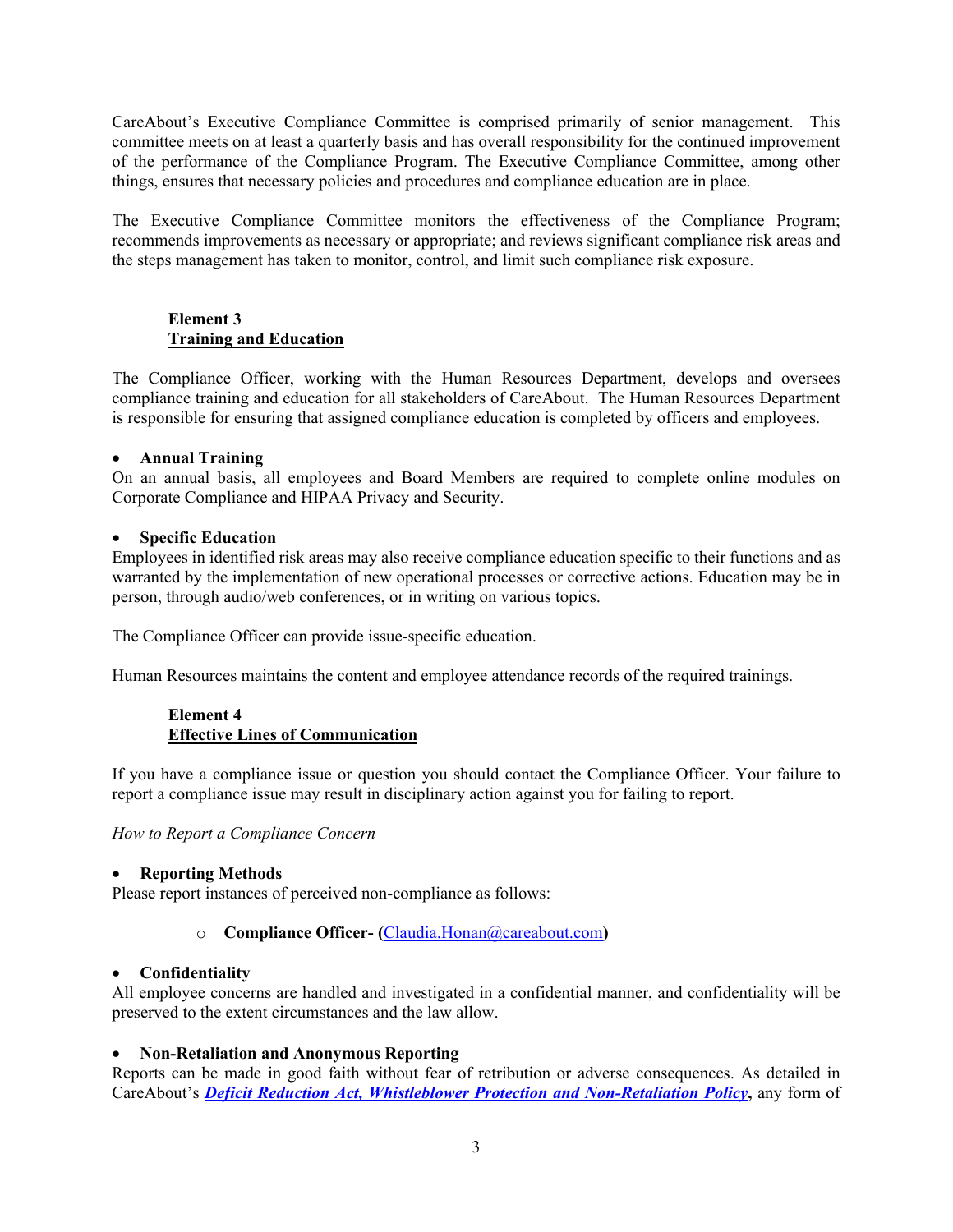CareAbout's Executive Compliance Committee is comprised primarily of senior management. This committee meets on at least a quarterly basis and has overall responsibility for the continued improvement of the performance of the Compliance Program. The Executive Compliance Committee, among other things, ensures that necessary policies and procedures and compliance education are in place.

The Executive Compliance Committee monitors the effectiveness of the Compliance Program; recommends improvements as necessary or appropriate; and reviews significant compliance risk areas and the steps management has taken to monitor, control, and limit such compliance risk exposure.

### Element 3
### Training and Education

The Compliance Officer, working with the Human Resources Department, develops and oversees compliance training and education for all stakeholders of CareAbout. The Human Resources Department is responsible for ensuring that assigned compliance education is completed by officers and employees.

- **Annual Training**

On an annual basis, all employees and Board Members are required to complete online modules on Corporate Compliance and HIPAA Privacy and Security.

- **Specific Education**

Employees in identified risk areas may also receive compliance education specific to their functions and as warranted by the implementation of new operational processes or corrective actions. Education may be in person, through audio/web conferences, or in writing on various topics.

The Compliance Officer can provide issue-specific education.

Human Resources maintains the content and employee attendance records of the required trainings.

### Element 4
### Effective Lines of Communication

If you have a compliance issue or question you should contact the Compliance Officer. Your failure to report a compliance issue may result in disciplinary action against you for failing to report.

*How to Report a Compliance Concern*

- **Reporting Methods**

Please report instances of perceived non-compliance as follows:

  - **Compliance Officer- (**Claudia.Honan@careabout.com**)**

- **Confidentiality**

All employee concerns are handled and investigated in a confidential manner, and confidentiality will be preserved to the extent circumstances and the law allow.

- **Non-Retaliation and Anonymous Reporting**

Reports can be made in good faith without fear of retribution or adverse consequences. As detailed in CareAbout's ***Deficit Reduction Act, Whistleblower Protection and Non-Retaliation Policy*****,** any form of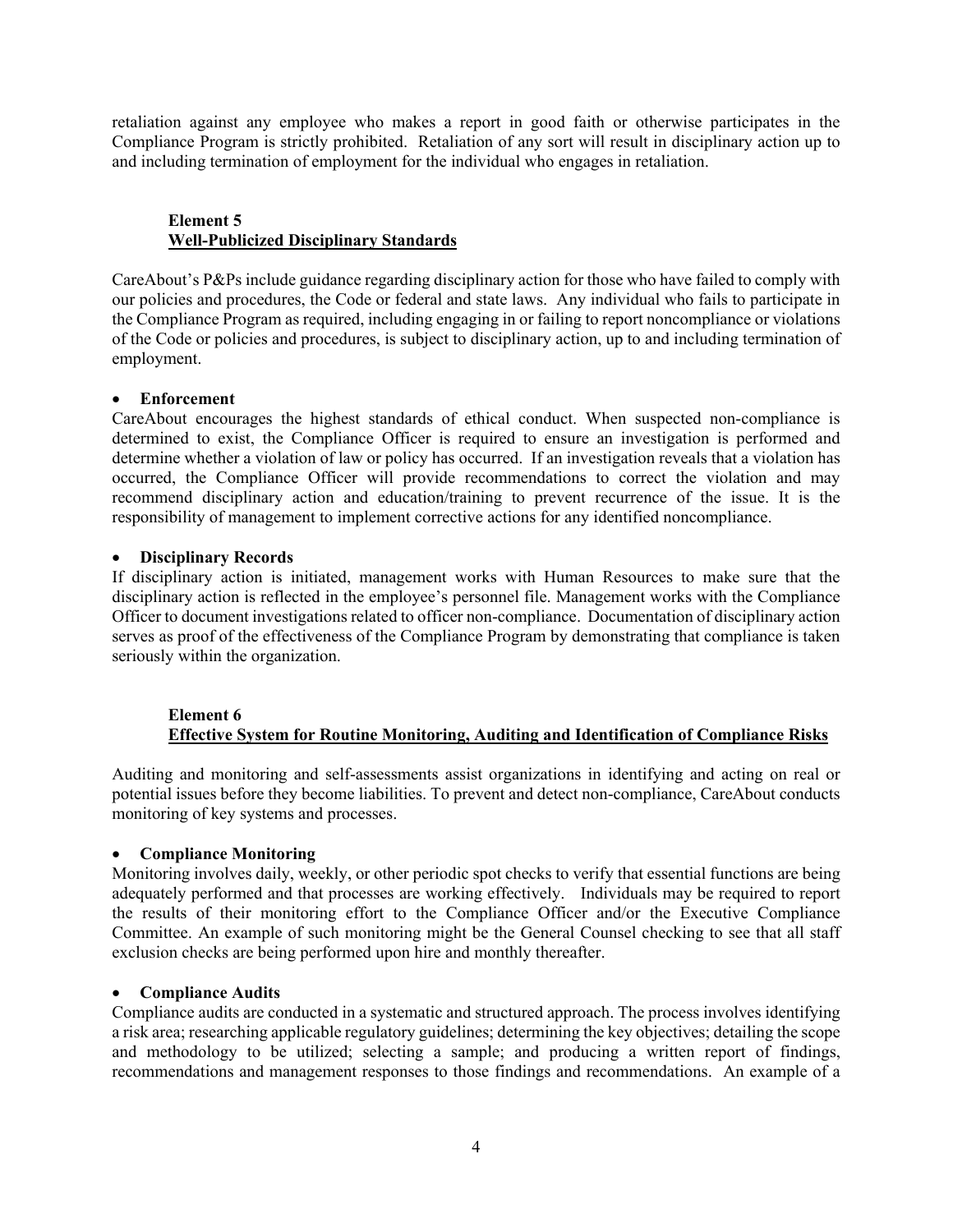retaliation against any employee who makes a report in good faith or otherwise participates in the Compliance Program is strictly prohibited. Retaliation of any sort will result in disciplinary action up to and including termination of employment for the individual who engages in retaliation.

### Element 5
### <u>Well-Publicized Disciplinary Standards</u>

CareAbout's P&Ps include guidance regarding disciplinary action for those who have failed to comply with our policies and procedures, the Code or federal and state laws. Any individual who fails to participate in the Compliance Program as required, including engaging in or failing to report noncompliance or violations of the Code or policies and procedures, is subject to disciplinary action, up to and including termination of employment.

- **Enforcement**

CareAbout encourages the highest standards of ethical conduct. When suspected non-compliance is determined to exist, the Compliance Officer is required to ensure an investigation is performed and determine whether a violation of law or policy has occurred. If an investigation reveals that a violation has occurred, the Compliance Officer will provide recommendations to correct the violation and may recommend disciplinary action and education/training to prevent recurrence of the issue. It is the responsibility of management to implement corrective actions for any identified noncompliance.

- **Disciplinary Records**

If disciplinary action is initiated, management works with Human Resources to make sure that the disciplinary action is reflected in the employee's personnel file. Management works with the Compliance Officer to document investigations related to officer non-compliance. Documentation of disciplinary action serves as proof of the effectiveness of the Compliance Program by demonstrating that compliance is taken seriously within the organization.

### Element 6
### <u>Effective System for Routine Monitoring, Auditing and Identification of Compliance Risks</u>

Auditing and monitoring and self-assessments assist organizations in identifying and acting on real or potential issues before they become liabilities. To prevent and detect non-compliance, CareAbout conducts monitoring of key systems and processes.

- **Compliance Monitoring**

Monitoring involves daily, weekly, or other periodic spot checks to verify that essential functions are being adequately performed and that processes are working effectively. Individuals may be required to report the results of their monitoring effort to the Compliance Officer and/or the Executive Compliance Committee. An example of such monitoring might be the General Counsel checking to see that all staff exclusion checks are being performed upon hire and monthly thereafter.

- **Compliance Audits**

Compliance audits are conducted in a systematic and structured approach. The process involves identifying a risk area; researching applicable regulatory guidelines; determining the key objectives; detailing the scope and methodology to be utilized; selecting a sample; and producing a written report of findings, recommendations and management responses to those findings and recommendations. An example of a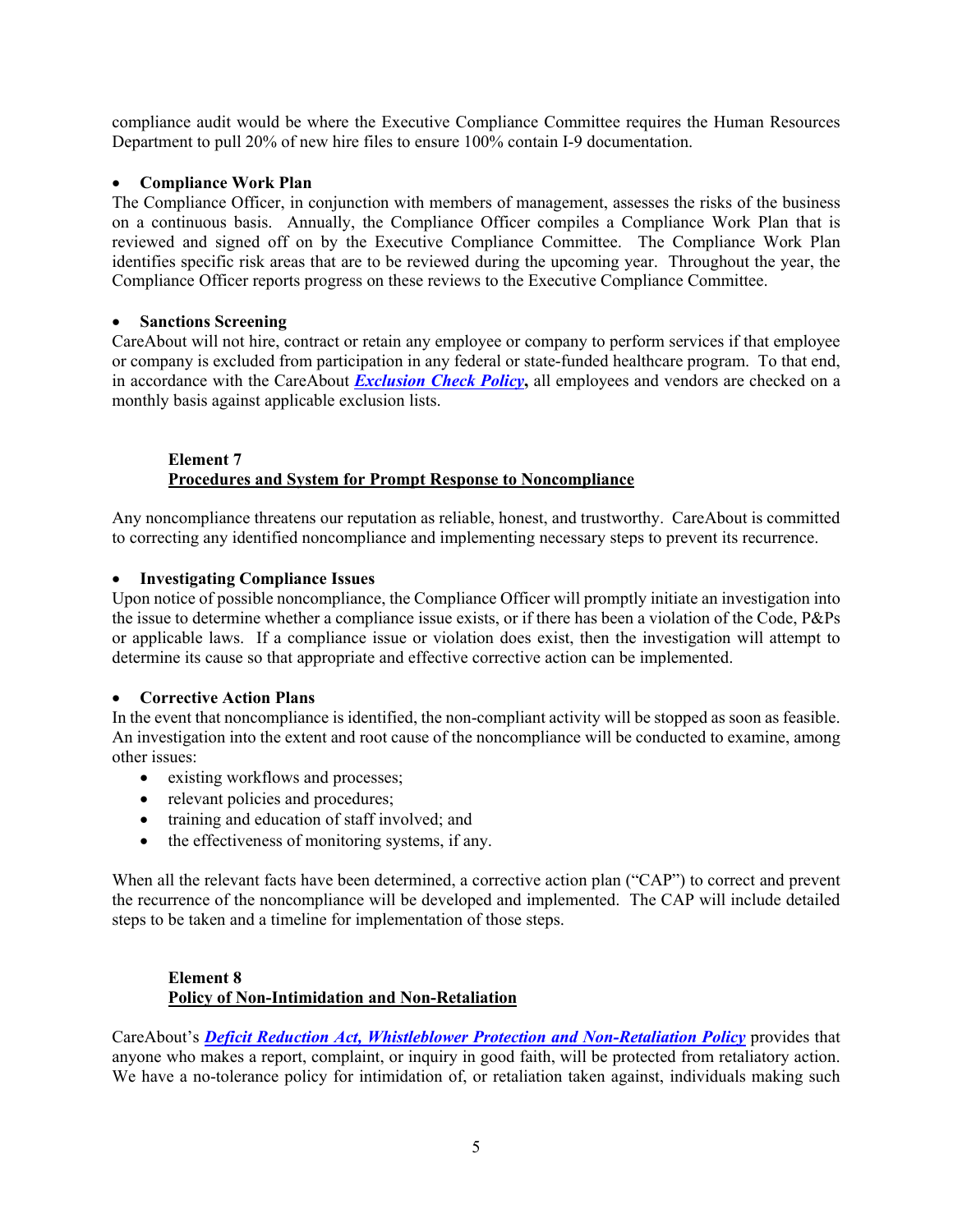compliance audit would be where the Executive Compliance Committee requires the Human Resources Department to pull 20% of new hire files to ensure 100% contain I-9 documentation.

- **Compliance Work Plan**

The Compliance Officer, in conjunction with members of management, assesses the risks of the business on a continuous basis. Annually, the Compliance Officer compiles a Compliance Work Plan that is reviewed and signed off on by the Executive Compliance Committee. The Compliance Work Plan identifies specific risk areas that are to be reviewed during the upcoming year. Throughout the year, the Compliance Officer reports progress on these reviews to the Executive Compliance Committee.

- **Sanctions Screening**

CareAbout will not hire, contract or retain any employee or company to perform services if that employee or company is excluded from participation in any federal or state-funded healthcare program. To that end, in accordance with the CareAbout ***Exclusion Check Policy*****,** all employees and vendors are checked on a monthly basis against applicable exclusion lists.

### Element 7
### Procedures and System for Prompt Response to Noncompliance

Any noncompliance threatens our reputation as reliable, honest, and trustworthy. CareAbout is committed to correcting any identified noncompliance and implementing necessary steps to prevent its recurrence.

- **Investigating Compliance Issues**

Upon notice of possible noncompliance, the Compliance Officer will promptly initiate an investigation into the issue to determine whether a compliance issue exists, or if there has been a violation of the Code, P&Ps or applicable laws. If a compliance issue or violation does exist, then the investigation will attempt to determine its cause so that appropriate and effective corrective action can be implemented.

- **Corrective Action Plans**

In the event that noncompliance is identified, the non-compliant activity will be stopped as soon as feasible. An investigation into the extent and root cause of the noncompliance will be conducted to examine, among other issues:

- existing workflows and processes;
- relevant policies and procedures;
- training and education of staff involved; and
- the effectiveness of monitoring systems, if any.

When all the relevant facts have been determined, a corrective action plan ("CAP") to correct and prevent the recurrence of the noncompliance will be developed and implemented. The CAP will include detailed steps to be taken and a timeline for implementation of those steps.

### Element 8
### Policy of Non-Intimidation and Non-Retaliation

CareAbout's ***Deficit Reduction Act, Whistleblower Protection and Non-Retaliation Policy*** provides that anyone who makes a report, complaint, or inquiry in good faith, will be protected from retaliatory action. We have a no-tolerance policy for intimidation of, or retaliation taken against, individuals making such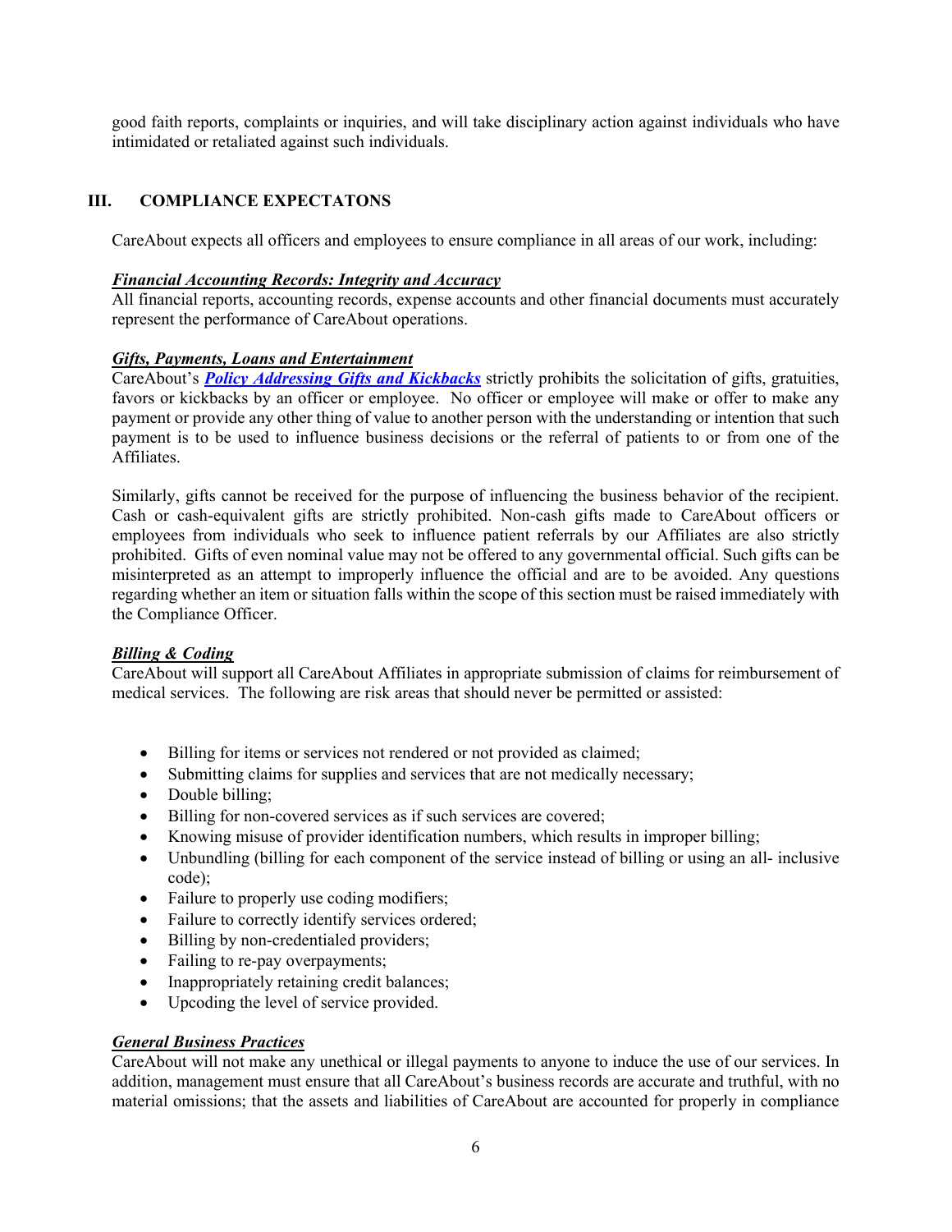good faith reports, complaints or inquiries, and will take disciplinary action against individuals who have intimidated or retaliated against such individuals.

## III. COMPLIANCE EXPECTATONS

CareAbout expects all officers and employees to ensure compliance in all areas of our work, including:

***Financial Accounting Records: Integrity and Accuracy***
All financial reports, accounting records, expense accounts and other financial documents must accurately represent the performance of CareAbout operations.

***Gifts, Payments, Loans and Entertainment***
CareAbout's ***Policy Addressing Gifts and Kickbacks*** strictly prohibits the solicitation of gifts, gratuities, favors or kickbacks by an officer or employee. No officer or employee will make or offer to make any payment or provide any other thing of value to another person with the understanding or intention that such payment is to be used to influence business decisions or the referral of patients to or from one of the Affiliates.

Similarly, gifts cannot be received for the purpose of influencing the business behavior of the recipient. Cash or cash-equivalent gifts are strictly prohibited. Non-cash gifts made to CareAbout officers or employees from individuals who seek to influence patient referrals by our Affiliates are also strictly prohibited. Gifts of even nominal value may not be offered to any governmental official. Such gifts can be misinterpreted as an attempt to improperly influence the official and are to be avoided. Any questions regarding whether an item or situation falls within the scope of this section must be raised immediately with the Compliance Officer.

***Billing & Coding***
CareAbout will support all CareAbout Affiliates in appropriate submission of claims for reimbursement of medical services. The following are risk areas that should never be permitted or assisted:

- Billing for items or services not rendered or not provided as claimed;
- Submitting claims for supplies and services that are not medically necessary;
- Double billing;
- Billing for non-covered services as if such services are covered;
- Knowing misuse of provider identification numbers, which results in improper billing;
- Unbundling (billing for each component of the service instead of billing or using an all- inclusive code);
- Failure to properly use coding modifiers;
- Failure to correctly identify services ordered;
- Billing by non-credentialed providers;
- Failing to re-pay overpayments;
- Inappropriately retaining credit balances;
- Upcoding the level of service provided.

***General Business Practices***
CareAbout will not make any unethical or illegal payments to anyone to induce the use of our services. In addition, management must ensure that all CareAbout's business records are accurate and truthful, with no material omissions; that the assets and liabilities of CareAbout are accounted for properly in compliance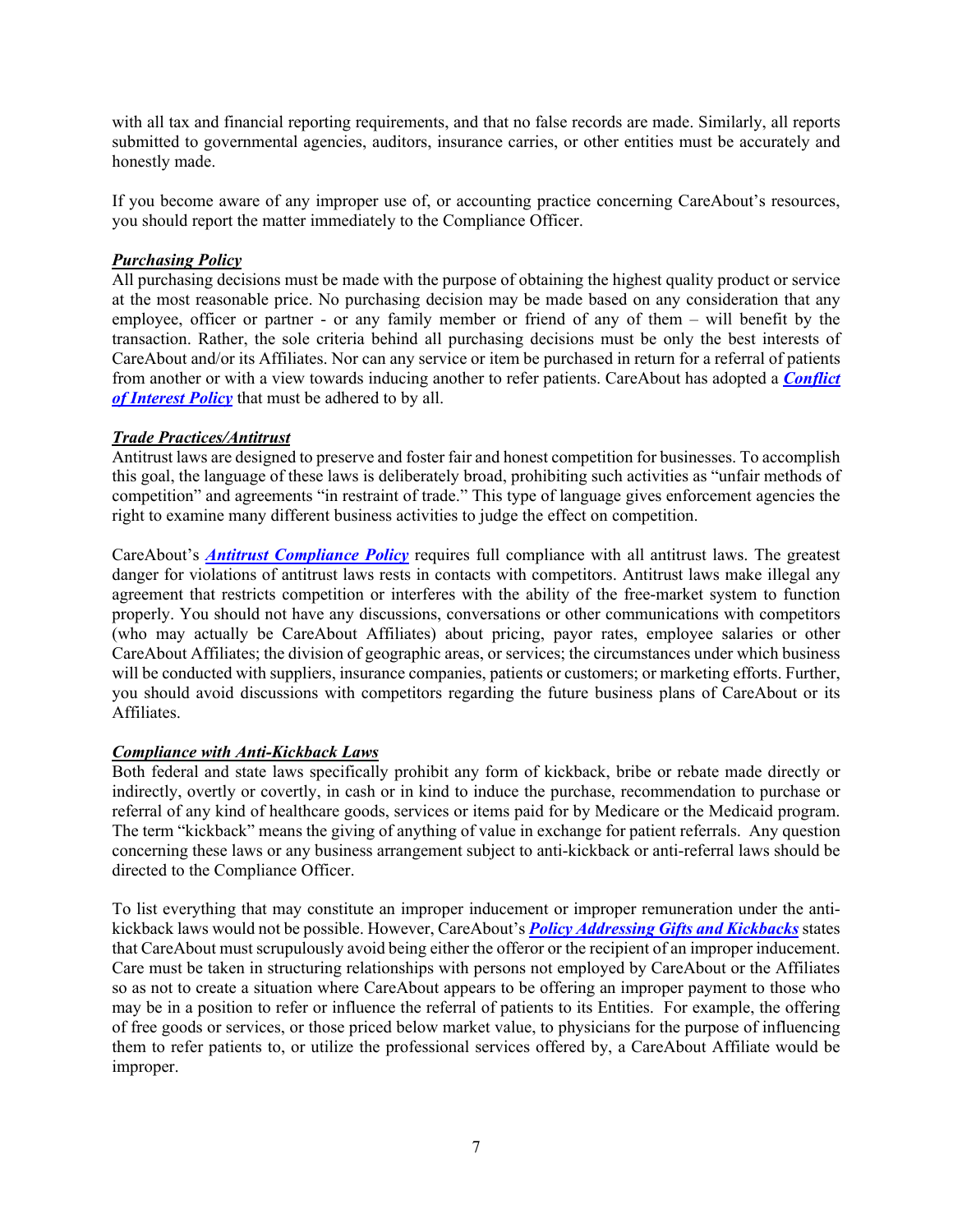with all tax and financial reporting requirements, and that no false records are made. Similarly, all reports submitted to governmental agencies, auditors, insurance carries, or other entities must be accurately and honestly made.

If you become aware of any improper use of, or accounting practice concerning CareAbout's resources, you should report the matter immediately to the Compliance Officer.

***Purchasing Policy***

All purchasing decisions must be made with the purpose of obtaining the highest quality product or service at the most reasonable price. No purchasing decision may be made based on any consideration that any employee, officer or partner - or any family member or friend of any of them – will benefit by the transaction. Rather, the sole criteria behind all purchasing decisions must be only the best interests of CareAbout and/or its Affiliates. Nor can any service or item be purchased in return for a referral of patients from another or with a view towards inducing another to refer patients. CareAbout has adopted a ***Conflict of Interest Policy*** that must be adhered to by all.

***Trade Practices/Antitrust***

Antitrust laws are designed to preserve and foster fair and honest competition for businesses. To accomplish this goal, the language of these laws is deliberately broad, prohibiting such activities as "unfair methods of competition" and agreements "in restraint of trade." This type of language gives enforcement agencies the right to examine many different business activities to judge the effect on competition.

CareAbout's ***Antitrust Compliance Policy*** requires full compliance with all antitrust laws. The greatest danger for violations of antitrust laws rests in contacts with competitors. Antitrust laws make illegal any agreement that restricts competition or interferes with the ability of the free-market system to function properly. You should not have any discussions, conversations or other communications with competitors (who may actually be CareAbout Affiliates) about pricing, payor rates, employee salaries or other CareAbout Affiliates; the division of geographic areas, or services; the circumstances under which business will be conducted with suppliers, insurance companies, patients or customers; or marketing efforts. Further, you should avoid discussions with competitors regarding the future business plans of CareAbout or its Affiliates.

***Compliance with Anti-Kickback Laws***

Both federal and state laws specifically prohibit any form of kickback, bribe or rebate made directly or indirectly, overtly or covertly, in cash or in kind to induce the purchase, recommendation to purchase or referral of any kind of healthcare goods, services or items paid for by Medicare or the Medicaid program. The term "kickback" means the giving of anything of value in exchange for patient referrals. Any question concerning these laws or any business arrangement subject to anti-kickback or anti-referral laws should be directed to the Compliance Officer.

To list everything that may constitute an improper inducement or improper remuneration under the anti-kickback laws would not be possible. However, CareAbout's ***Policy Addressing Gifts and Kickbacks*** states that CareAbout must scrupulously avoid being either the offeror or the recipient of an improper inducement. Care must be taken in structuring relationships with persons not employed by CareAbout or the Affiliates so as not to create a situation where CareAbout appears to be offering an improper payment to those who may be in a position to refer or influence the referral of patients to its Entities. For example, the offering of free goods or services, or those priced below market value, to physicians for the purpose of influencing them to refer patients to, or utilize the professional services offered by, a CareAbout Affiliate would be improper.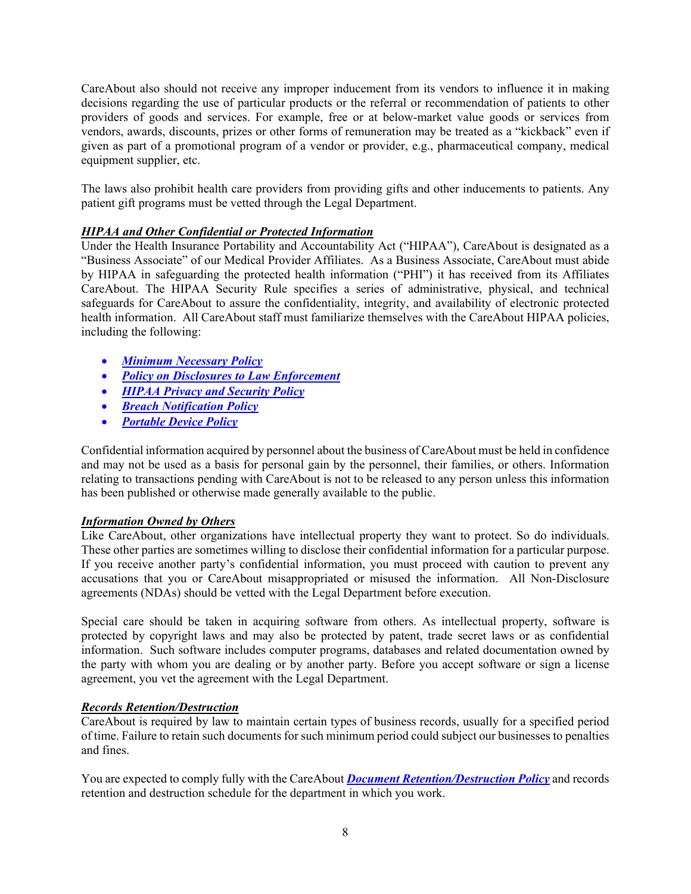CareAbout also should not receive any improper inducement from its vendors to influence it in making decisions regarding the use of particular products or the referral or recommendation of patients to other providers of goods and services. For example, free or at below-market value goods or services from vendors, awards, discounts, prizes or other forms of remuneration may be treated as a "kickback" even if given as part of a promotional program of a vendor or provider, e.g., pharmaceutical company, medical equipment supplier, etc.

The laws also prohibit health care providers from providing gifts and other inducements to patients. Any patient gift programs must be vetted through the Legal Department.

***HIPAA and Other Confidential or Protected Information***

Under the Health Insurance Portability and Accountability Act ("HIPAA"), CareAbout is designated as a "Business Associate" of our Medical Provider Affiliates. As a Business Associate, CareAbout must abide by HIPAA in safeguarding the protected health information ("PHI") it has received from its Affiliates CareAbout. The HIPAA Security Rule specifies a series of administrative, physical, and technical safeguards for CareAbout to assure the confidentiality, integrity, and availability of electronic protected health information. All CareAbout staff must familiarize themselves with the CareAbout HIPAA policies, including the following:

- ***Minimum Necessary Policy***
- ***Policy on Disclosures to Law Enforcement***
- ***HIPAA Privacy and Security Policy***
- ***Breach Notification Policy***
- ***Portable Device Policy***

Confidential information acquired by personnel about the business of CareAbout must be held in confidence and may not be used as a basis for personal gain by the personnel, their families, or others. Information relating to transactions pending with CareAbout is not to be released to any person unless this information has been published or otherwise made generally available to the public.

***Information Owned by Others***

Like CareAbout, other organizations have intellectual property they want to protect. So do individuals. These other parties are sometimes willing to disclose their confidential information for a particular purpose. If you receive another party's confidential information, you must proceed with caution to prevent any accusations that you or CareAbout misappropriated or misused the information. All Non-Disclosure agreements (NDAs) should be vetted with the Legal Department before execution.

Special care should be taken in acquiring software from others. As intellectual property, software is protected by copyright laws and may also be protected by patent, trade secret laws or as confidential information. Such software includes computer programs, databases and related documentation owned by the party with whom you are dealing or by another party. Before you accept software or sign a license agreement, you vet the agreement with the Legal Department.

***Records Retention/Destruction***

CareAbout is required by law to maintain certain types of business records, usually for a specified period of time. Failure to retain such documents for such minimum period could subject our businesses to penalties and fines.

You are expected to comply fully with the CareAbout ***Document Retention/Destruction Policy*** and records retention and destruction schedule for the department in which you work.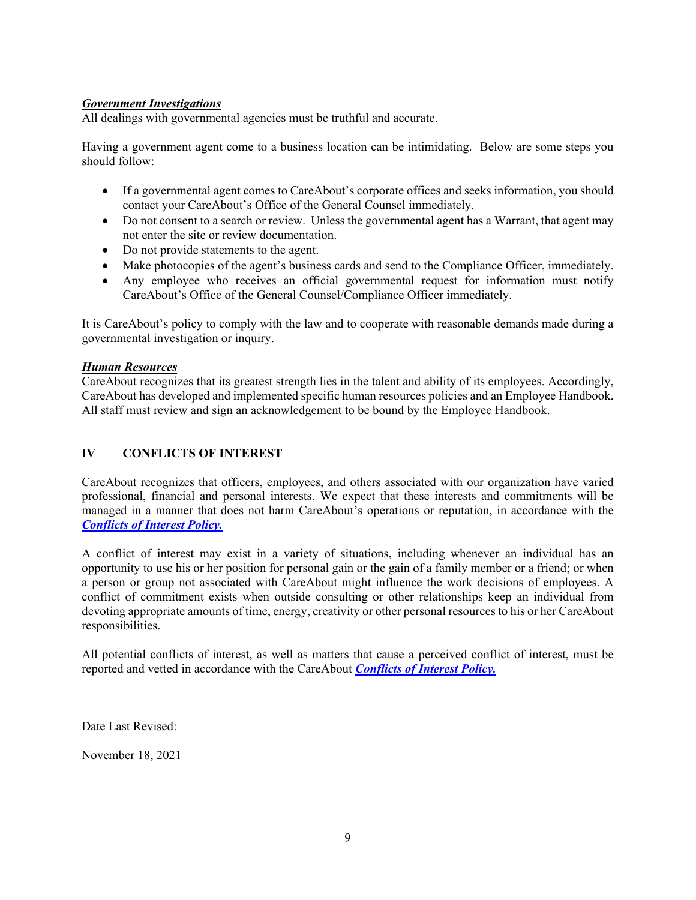***Government Investigations***
All dealings with governmental agencies must be truthful and accurate.

Having a government agent come to a business location can be intimidating. Below are some steps you should follow:

- If a governmental agent comes to CareAbout's corporate offices and seeks information, you should contact your CareAbout's Office of the General Counsel immediately.
- Do not consent to a search or review. Unless the governmental agent has a Warrant, that agent may not enter the site or review documentation.
- Do not provide statements to the agent.
- Make photocopies of the agent's business cards and send to the Compliance Officer, immediately.
- Any employee who receives an official governmental request for information must notify CareAbout's Office of the General Counsel/Compliance Officer immediately.

It is CareAbout's policy to comply with the law and to cooperate with reasonable demands made during a governmental investigation or inquiry.

***Human Resources***
CareAbout recognizes that its greatest strength lies in the talent and ability of its employees. Accordingly, CareAbout has developed and implemented specific human resources policies and an Employee Handbook. All staff must review and sign an acknowledgement to be bound by the Employee Handbook.

## IV CONFLICTS OF INTEREST

CareAbout recognizes that officers, employees, and others associated with our organization have varied professional, financial and personal interests. We expect that these interests and commitments will be managed in a manner that does not harm CareAbout's operations or reputation, in accordance with the ***Conflicts of Interest Policy.***

A conflict of interest may exist in a variety of situations, including whenever an individual has an opportunity to use his or her position for personal gain or the gain of a family member or a friend; or when a person or group not associated with CareAbout might influence the work decisions of employees. A conflict of commitment exists when outside consulting or other relationships keep an individual from devoting appropriate amounts of time, energy, creativity or other personal resources to his or her CareAbout responsibilities.

All potential conflicts of interest, as well as matters that cause a perceived conflict of interest, must be reported and vetted in accordance with the CareAbout ***Conflicts of Interest Policy.***

Date Last Revised:

November 18, 2021